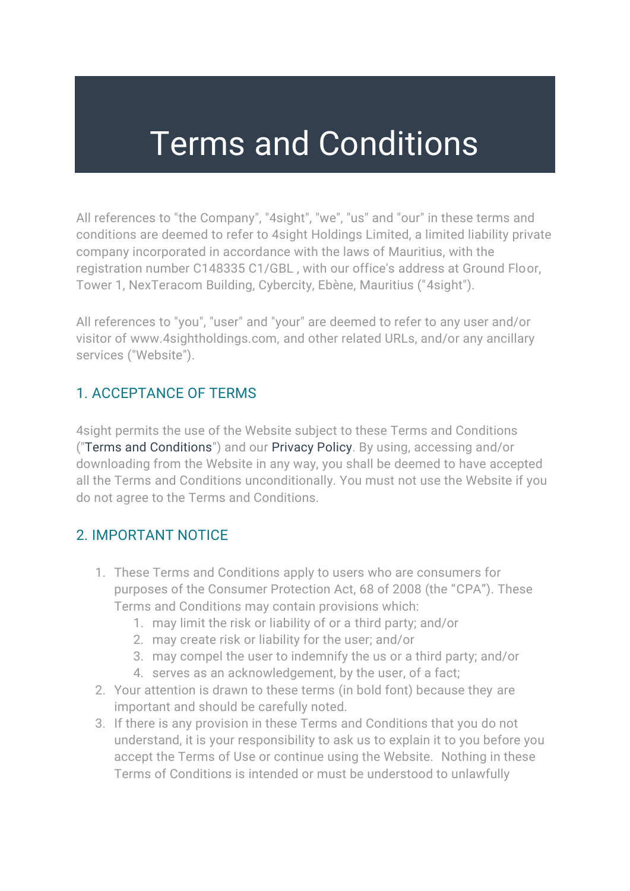# Terms and Conditions

All references to "the Company", "4sight", "we", "us" and "our" in these terms and conditions are deemed to refer to 4sight Holdings Limited, a limited liability private company incorporated in accordance with the laws of Mauritius, with the registration number C148335 C1/GBL , with our office's address at Ground Floor, Tower 1, NexTeracom Building, Cybercity, Ebène, Mauritius ("4sight").

All references to "you", "user" and "your" are deemed to refer to any user and/or visitor of www.4sightholdings.com, and other related URLs, and/or any ancillary services ("Website").

## 1. ACCEPTANCE OF TERMS

4sight permits the use of the Website subject to these Terms and Conditions ("Terms and Conditions") and our Privacy Policy. By using, accessing and/or downloading from the Website in any way, you shall be deemed to have accepted all the Terms and Conditions unconditionally. You must not use the Website if you do not agree to the Terms and Conditions.

## 2. IMPORTANT NOTICE

1. These Terms and Conditions apply to users who are consumers for purposes of the Consumer Protection Act, 68 of 2008 (the "CPA"). These Terms and Conditions may contain provisions which:
   1. may limit the risk or liability of or a third party; and/or
   2. may create risk or liability for the user; and/or
   3. may compel the user to indemnify the us or a third party; and/or
   4. serves as an acknowledgement, by the user, of a fact;
2. Your attention is drawn to these terms (in bold font) because they are important and should be carefully noted.
3. If there is any provision in these Terms and Conditions that you do not understand, it is your responsibility to ask us to explain it to you before you accept the Terms of Use or continue using the Website. Nothing in these Terms of Conditions is intended or must be understood to unlawfully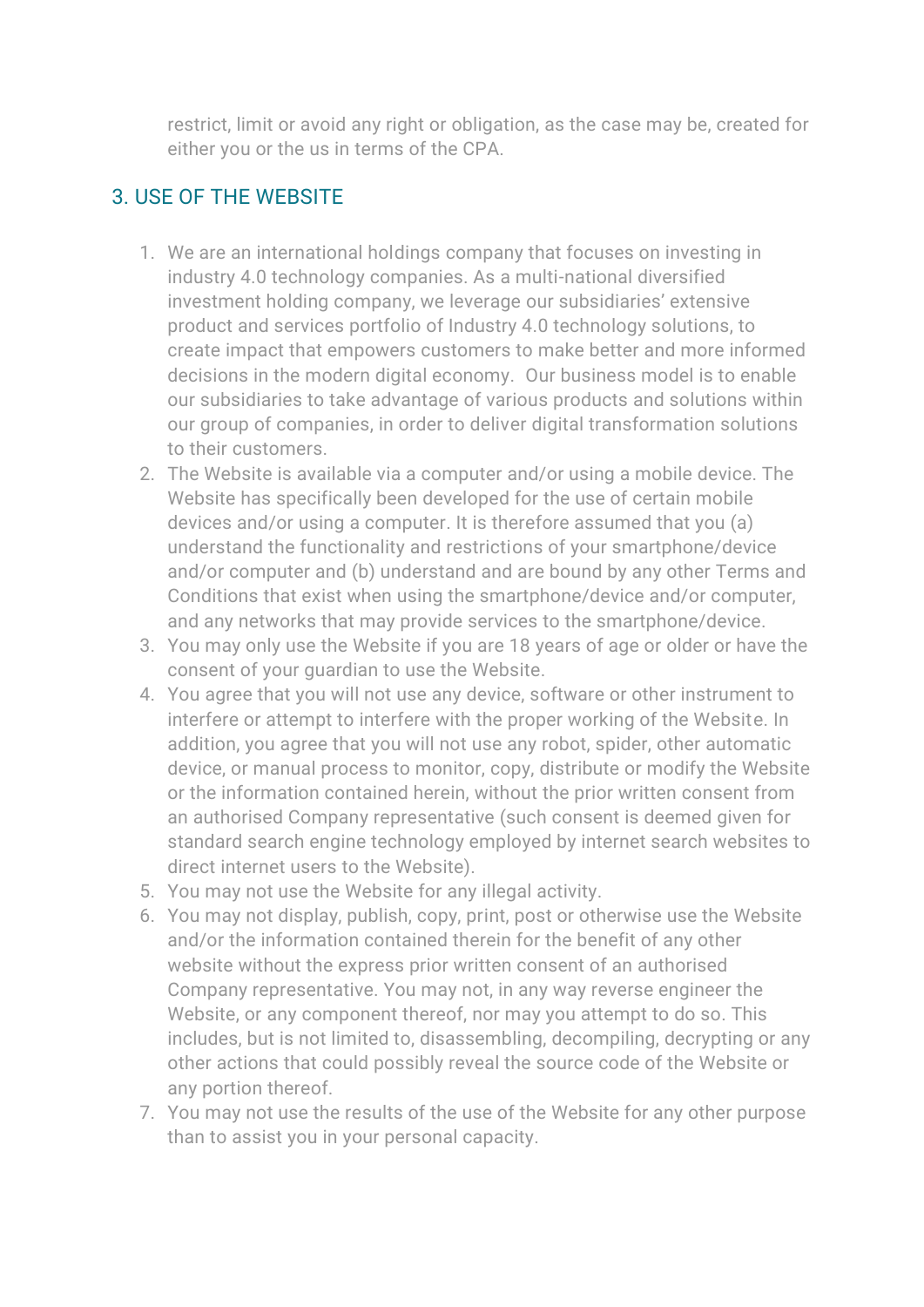restrict, limit or avoid any right or obligation, as the case may be, created for either you or the us in terms of the CPA.

## 3. USE OF THE WEBSITE

1. We are an international holdings company that focuses on investing in industry 4.0 technology companies. As a multi-national diversified investment holding company, we leverage our subsidiaries' extensive product and services portfolio of Industry 4.0 technology solutions, to create impact that empowers customers to make better and more informed decisions in the modern digital economy. Our business model is to enable our subsidiaries to take advantage of various products and solutions within our group of companies, in order to deliver digital transformation solutions to their customers.
2. The Website is available via a computer and/or using a mobile device. The Website has specifically been developed for the use of certain mobile devices and/or using a computer. It is therefore assumed that you (a) understand the functionality and restrictions of your smartphone/device and/or computer and (b) understand and are bound by any other Terms and Conditions that exist when using the smartphone/device and/or computer, and any networks that may provide services to the smartphone/device.
3. You may only use the Website if you are 18 years of age or older or have the consent of your guardian to use the Website.
4. You agree that you will not use any device, software or other instrument to interfere or attempt to interfere with the proper working of the Website. In addition, you agree that you will not use any robot, spider, other automatic device, or manual process to monitor, copy, distribute or modify the Website or the information contained herein, without the prior written consent from an authorised Company representative (such consent is deemed given for standard search engine technology employed by internet search websites to direct internet users to the Website).
5. You may not use the Website for any illegal activity.
6. You may not display, publish, copy, print, post or otherwise use the Website and/or the information contained therein for the benefit of any other website without the express prior written consent of an authorised Company representative. You may not, in any way reverse engineer the Website, or any component thereof, nor may you attempt to do so. This includes, but is not limited to, disassembling, decompiling, decrypting or any other actions that could possibly reveal the source code of the Website or any portion thereof.
7. You may not use the results of the use of the Website for any other purpose than to assist you in your personal capacity.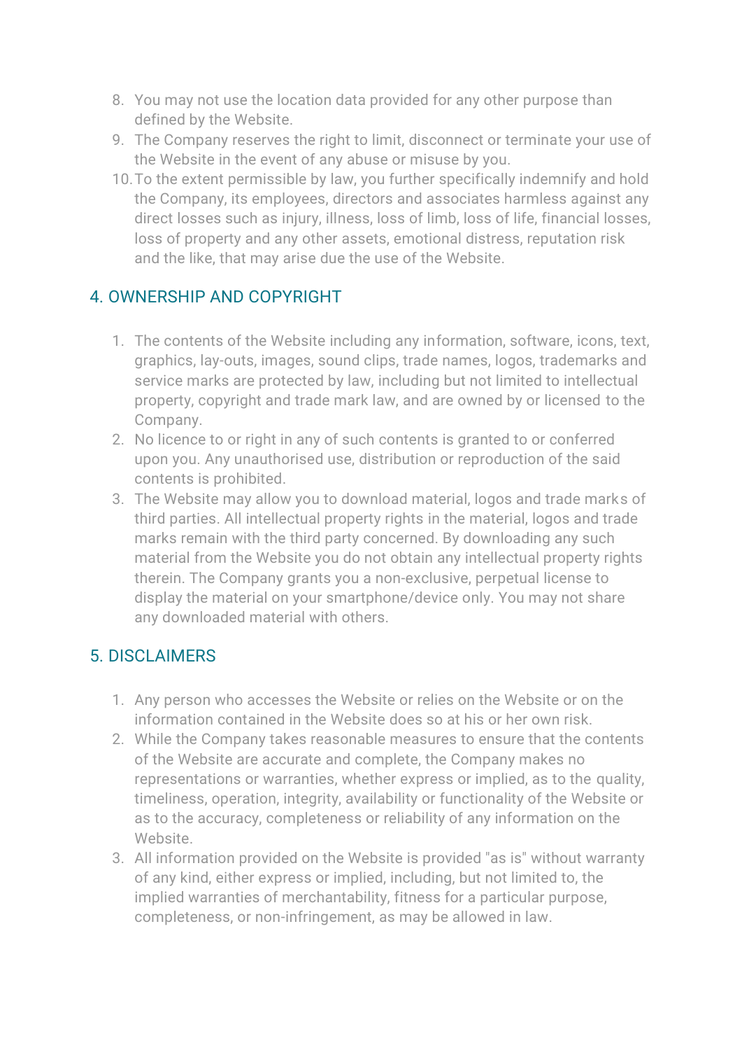8. You may not use the location data provided for any other purpose than defined by the Website.
9. The Company reserves the right to limit, disconnect or terminate your use of the Website in the event of any abuse or misuse by you.
10. To the extent permissible by law, you further specifically indemnify and hold the Company, its employees, directors and associates harmless against any direct losses such as injury, illness, loss of limb, loss of life, financial losses, loss of property and any other assets, emotional distress, reputation risk and the like, that may arise due the use of the Website.

## 4. OWNERSHIP AND COPYRIGHT

1. The contents of the Website including any information, software, icons, text, graphics, lay-outs, images, sound clips, trade names, logos, trademarks and service marks are protected by law, including but not limited to intellectual property, copyright and trade mark law, and are owned by or licensed to the Company.
2. No licence to or right in any of such contents is granted to or conferred upon you. Any unauthorised use, distribution or reproduction of the said contents is prohibited.
3. The Website may allow you to download material, logos and trade marks of third parties. All intellectual property rights in the material, logos and trade marks remain with the third party concerned. By downloading any such material from the Website you do not obtain any intellectual property rights therein. The Company grants you a non-exclusive, perpetual license to display the material on your smartphone/device only. You may not share any downloaded material with others.

## 5. DISCLAIMERS

1. Any person who accesses the Website or relies on the Website or on the information contained in the Website does so at his or her own risk.
2. While the Company takes reasonable measures to ensure that the contents of the Website are accurate and complete, the Company makes no representations or warranties, whether express or implied, as to the quality, timeliness, operation, integrity, availability or functionality of the Website or as to the accuracy, completeness or reliability of any information on the Website.
3. All information provided on the Website is provided "as is" without warranty of any kind, either express or implied, including, but not limited to, the implied warranties of merchantability, fitness for a particular purpose, completeness, or non-infringement, as may be allowed in law.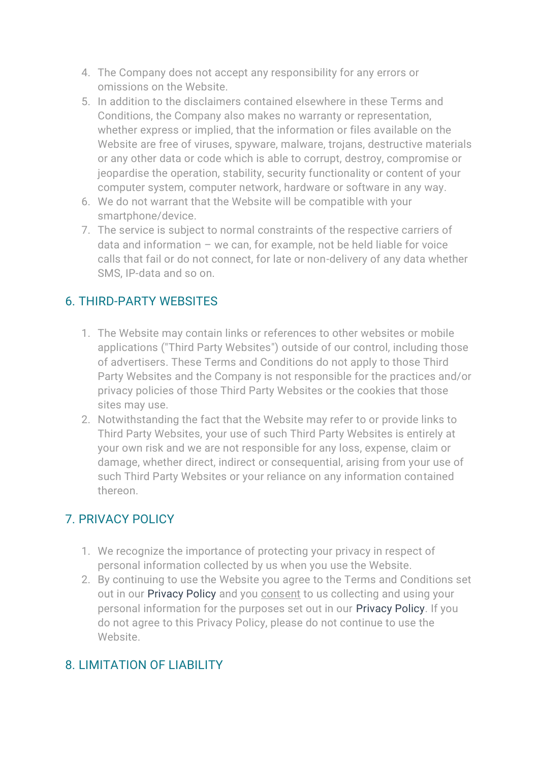4. The Company does not accept any responsibility for any errors or omissions on the Website.
5. In addition to the disclaimers contained elsewhere in these Terms and Conditions, the Company also makes no warranty or representation, whether express or implied, that the information or files available on the Website are free of viruses, spyware, malware, trojans, destructive materials or any other data or code which is able to corrupt, destroy, compromise or jeopardise the operation, stability, security functionality or content of your computer system, computer network, hardware or software in any way.
6. We do not warrant that the Website will be compatible with your smartphone/device.
7. The service is subject to normal constraints of the respective carriers of data and information – we can, for example, not be held liable for voice calls that fail or do not connect, for late or non-delivery of any data whether SMS, IP-data and so on.

## 6. THIRD-PARTY WEBSITES

1. The Website may contain links or references to other websites or mobile applications ("Third Party Websites") outside of our control, including those of advertisers. These Terms and Conditions do not apply to those Third Party Websites and the Company is not responsible for the practices and/or privacy policies of those Third Party Websites or the cookies that those sites may use.
2. Notwithstanding the fact that the Website may refer to or provide links to Third Party Websites, your use of such Third Party Websites is entirely at your own risk and we are not responsible for any loss, expense, claim or damage, whether direct, indirect or consequential, arising from your use of such Third Party Websites or your reliance on any information contained thereon.

## 7. PRIVACY POLICY

1. We recognize the importance of protecting your privacy in respect of personal information collected by us when you use the Website.
2. By continuing to use the Website you agree to the Terms and Conditions set out in our Privacy Policy and you consent to us collecting and using your personal information for the purposes set out in our Privacy Policy. If you do not agree to this Privacy Policy, please do not continue to use the Website.

## 8. LIMITATION OF LIABILITY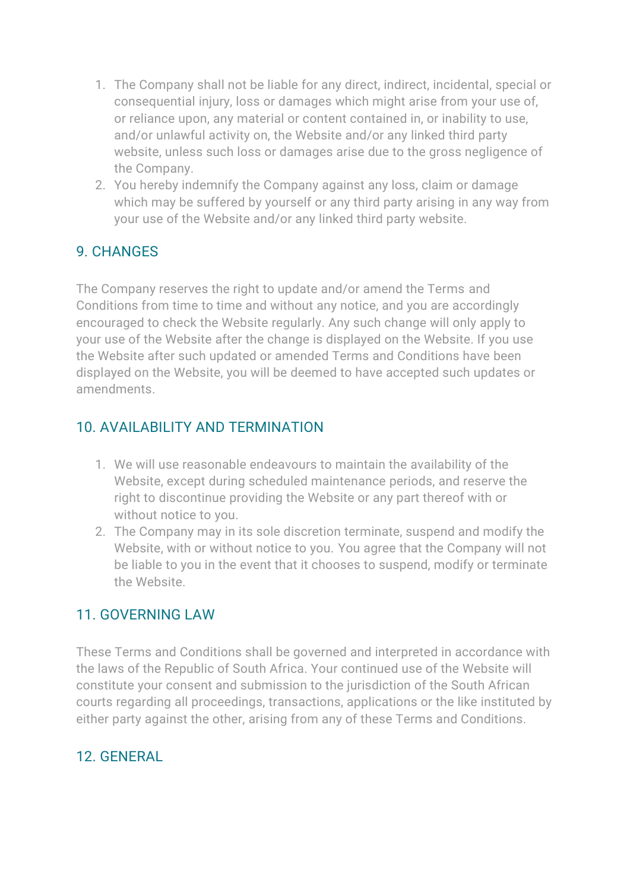1. The Company shall not be liable for any direct, indirect, incidental, special or consequential injury, loss or damages which might arise from your use of, or reliance upon, any material or content contained in, or inability to use, and/or unlawful activity on, the Website and/or any linked third party website, unless such loss or damages arise due to the gross negligence of the Company.
2. You hereby indemnify the Company against any loss, claim or damage which may be suffered by yourself or any third party arising in any way from your use of the Website and/or any linked third party website.

## 9. CHANGES

The Company reserves the right to update and/or amend the Terms and Conditions from time to time and without any notice, and you are accordingly encouraged to check the Website regularly. Any such change will only apply to your use of the Website after the change is displayed on the Website. If you use the Website after such updated or amended Terms and Conditions have been displayed on the Website, you will be deemed to have accepted such updates or amendments.

## 10. AVAILABILITY AND TERMINATION

1. We will use reasonable endeavours to maintain the availability of the Website, except during scheduled maintenance periods, and reserve the right to discontinue providing the Website or any part thereof with or without notice to you.
2. The Company may in its sole discretion terminate, suspend and modify the Website, with or without notice to you. You agree that the Company will not be liable to you in the event that it chooses to suspend, modify or terminate the Website.

## 11. GOVERNING LAW

These Terms and Conditions shall be governed and interpreted in accordance with the laws of the Republic of South Africa. Your continued use of the Website will constitute your consent and submission to the jurisdiction of the South African courts regarding all proceedings, transactions, applications or the like instituted by either party against the other, arising from any of these Terms and Conditions.

## 12. GENERAL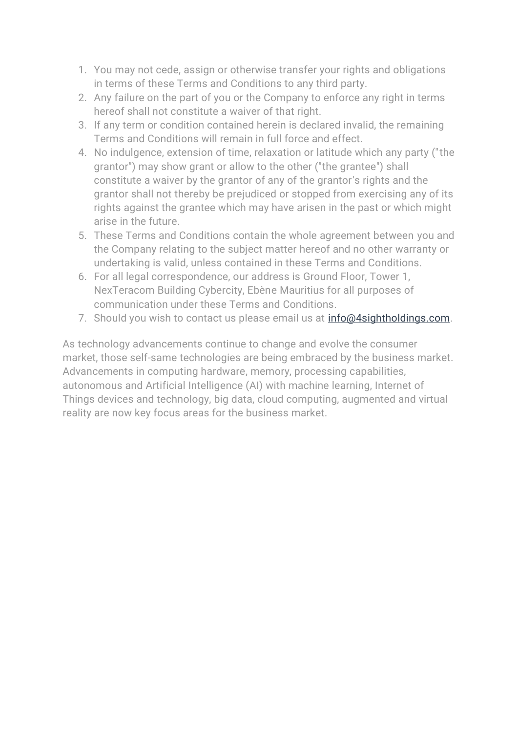1. You may not cede, assign or otherwise transfer your rights and obligations in terms of these Terms and Conditions to any third party.
2. Any failure on the part of you or the Company to enforce any right in terms hereof shall not constitute a waiver of that right.
3. If any term or condition contained herein is declared invalid, the remaining Terms and Conditions will remain in full force and effect.
4. No indulgence, extension of time, relaxation or latitude which any party ("the grantor") may show grant or allow to the other ("the grantee") shall constitute a waiver by the grantor of any of the grantor's rights and the grantor shall not thereby be prejudiced or stopped from exercising any of its rights against the grantee which may have arisen in the past or which might arise in the future.
5. These Terms and Conditions contain the whole agreement between you and the Company relating to the subject matter hereof and no other warranty or undertaking is valid, unless contained in these Terms and Conditions.
6. For all legal correspondence, our address is Ground Floor, Tower 1, NexTeracom Building Cybercity, Ebène Mauritius for all purposes of communication under these Terms and Conditions.
7. Should you wish to contact us please email us at [info@4sightholdings.com](mailto:info@4sightholdings.com).

As technology advancements continue to change and evolve the consumer market, those self-same technologies are being embraced by the business market. Advancements in computing hardware, memory, processing capabilities, autonomous and Artificial Intelligence (AI) with machine learning, Internet of Things devices and technology, big data, cloud computing, augmented and virtual reality are now key focus areas for the business market.